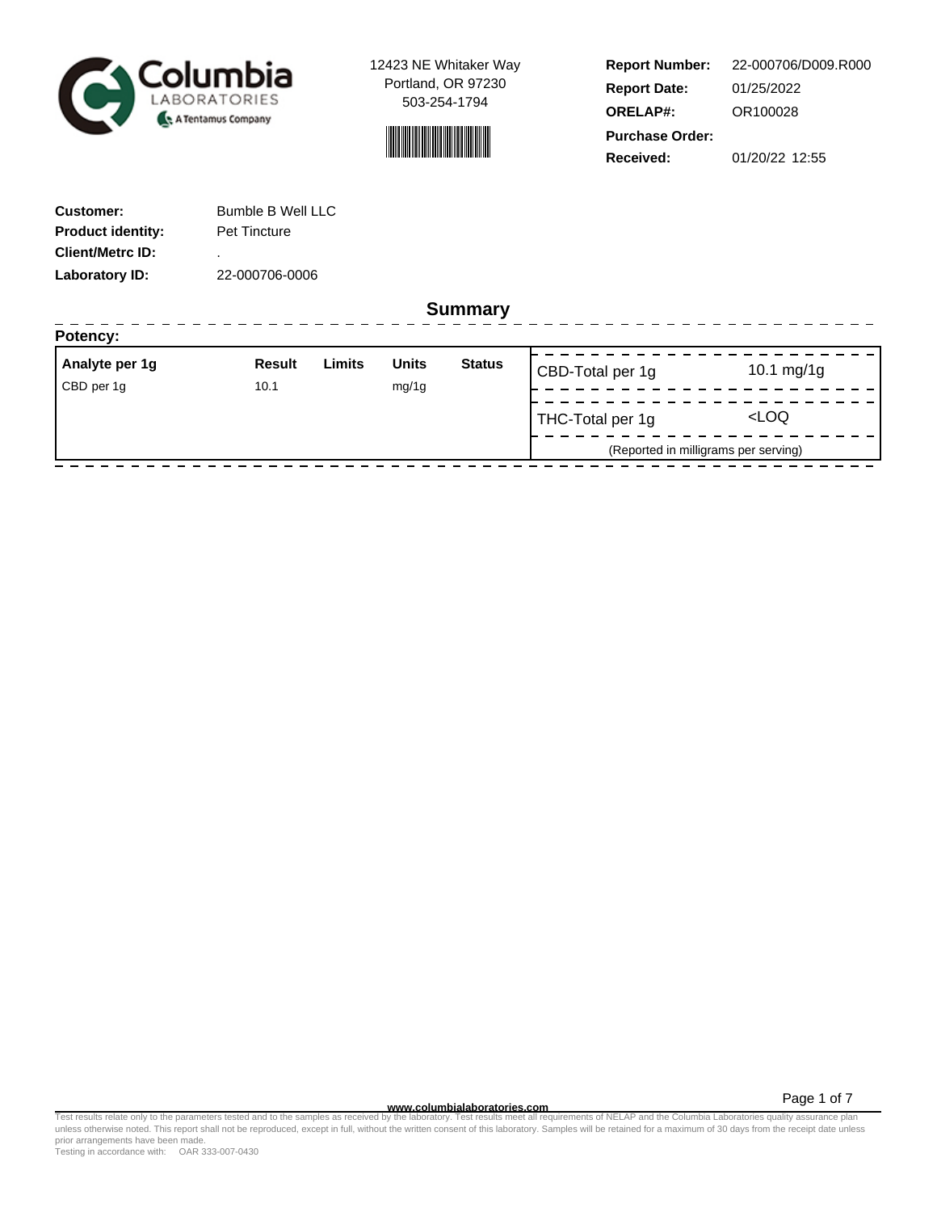Columbia LABORATORIES A Tentamus Company

12423 NE Whitaker Way
Portland, OR 97230
503-254-1794

| | |
|---|---|
| **Report Number:** | 22-000706/D009.R000 |
| **Report Date:** | 01/25/2022 |
| **ORELAP#:** | OR100028 |
| **Purchase Order:** | |
| **Received:** | 01/20/22 12:55 |

| | |
|---|---|
| **Customer:** | Bumble B Well LLC |
| **Product identity:** | Pet Tincture |
| **Client/Metrc ID:** | . |
| **Laboratory ID:** | 22-000706-0006 |

## Summary

**Potency:**

| Analyte per 1g | Result | Limits | Units | Status |
|---|---|---|---|---|
| CBD per 1g | 10.1 | | mg/1g | |

| | |
|---|---|
| CBD-Total per 1g | 10.1 mg/1g |
| THC-Total per 1g | <LOQ |

(Reported in milligrams per serving)

www.columbialaboratories.com

Test results relate only to the parameters tested and to the samples as received by the laboratory. Test results meet all requirements of NELAP and the Columbia Laboratories quality assurance plan unless otherwise noted. This report shall not be reproduced, except in full, without the written consent of this laboratory. Samples will be retained for a maximum of 30 days from the receipt date unless prior arrangements have been made.
Testing in accordance with: OAR 333-007-0430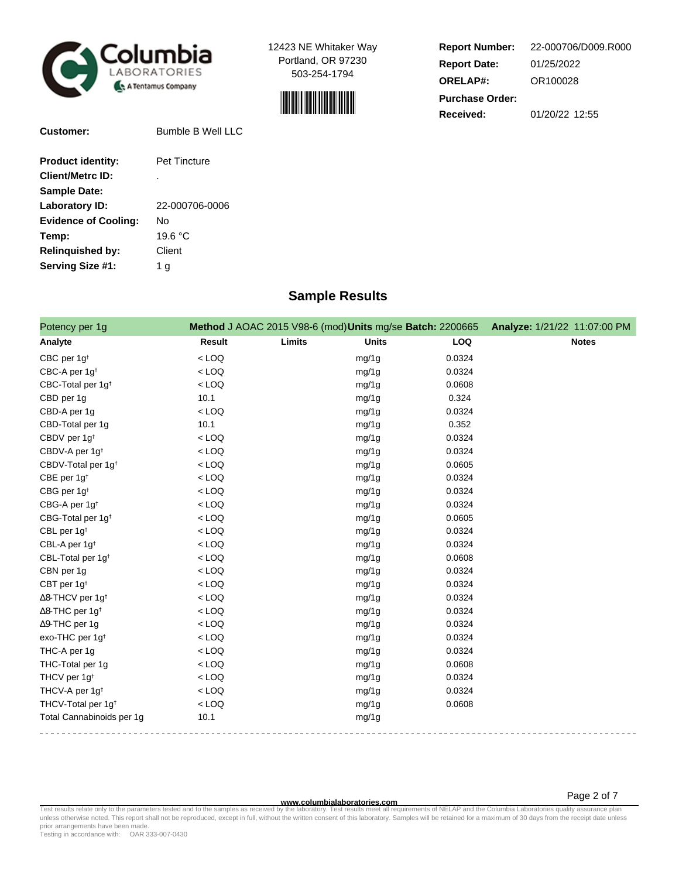Columbia LABORATORIES
A Tentamus Company

12423 NE Whitaker Way
Portland, OR 97230
503-254-1794

**Report Number:** 22-000706/D009.R000
**Report Date:** 01/25/2022
**ORELAP#:** OR100028
**Purchase Order:**
**Received:** 01/20/22 12:55

**Customer:** Bumble B Well LLC

**Product identity:** Pet Tincture
**Client/Metrc ID:** .
**Sample Date:**
**Laboratory ID:** 22-000706-0006
**Evidence of Cooling:** No
**Temp:** 19.6 °C
**Relinquished by:** Client
**Serving Size #1:** 1 g

## Sample Results

Potency per 1g — **Method** J AOAC 2015 V98-6 (mod) **Units** mg/se **Batch:** 2200665 **Analyze:** 1/21/22 11:07:00 PM

| Analyte | Result | Limits | Units | LOQ | Notes |
|---|---|---|---|---|---|
| CBC per 1g† | < LOQ | | mg/1g | 0.0324 | |
| CBC-A per 1g† | < LOQ | | mg/1g | 0.0324 | |
| CBC-Total per 1g† | < LOQ | | mg/1g | 0.0608 | |
| CBD per 1g | 10.1 | | mg/1g | 0.324 | |
| CBD-A per 1g | < LOQ | | mg/1g | 0.0324 | |
| CBD-Total per 1g | 10.1 | | mg/1g | 0.352 | |
| CBDV per 1g† | < LOQ | | mg/1g | 0.0324 | |
| CBDV-A per 1g† | < LOQ | | mg/1g | 0.0324 | |
| CBDV-Total per 1g† | < LOQ | | mg/1g | 0.0605 | |
| CBE per 1g† | < LOQ | | mg/1g | 0.0324 | |
| CBG per 1g† | < LOQ | | mg/1g | 0.0324 | |
| CBG-A per 1g† | < LOQ | | mg/1g | 0.0324 | |
| CBG-Total per 1g† | < LOQ | | mg/1g | 0.0605 | |
| CBL per 1g† | < LOQ | | mg/1g | 0.0324 | |
| CBL-A per 1g† | < LOQ | | mg/1g | 0.0324 | |
| CBL-Total per 1g† | < LOQ | | mg/1g | 0.0608 | |
| CBN per 1g | < LOQ | | mg/1g | 0.0324 | |
| CBT per 1g† | < LOQ | | mg/1g | 0.0324 | |
| Δ8-THCV per 1g† | < LOQ | | mg/1g | 0.0324 | |
| Δ8-THC per 1g† | < LOQ | | mg/1g | 0.0324 | |
| Δ9-THC per 1g | < LOQ | | mg/1g | 0.0324 | |
| exo-THC per 1g† | < LOQ | | mg/1g | 0.0324 | |
| THC-A per 1g | < LOQ | | mg/1g | 0.0324 | |
| THC-Total per 1g | < LOQ | | mg/1g | 0.0608 | |
| THCV per 1g† | < LOQ | | mg/1g | 0.0324 | |
| THCV-A per 1g† | < LOQ | | mg/1g | 0.0324 | |
| THCV-Total per 1g† | < LOQ | | mg/1g | 0.0608 | |
| Total Cannabinoids per 1g | 10.1 | | mg/1g | | |

www.columbialaboratories.com

Test results relate only to the parameters tested and to the samples as received by the laboratory. Test results meet all requirements of NELAP and the Columbia Laboratories quality assurance plan unless otherwise noted. This report shall not be reproduced, except in full, without the written consent of this laboratory. Samples will be retained for a maximum of 30 days from the receipt date unless prior arrangements have been made.
Testing in accordance with: OAR 333-007-0430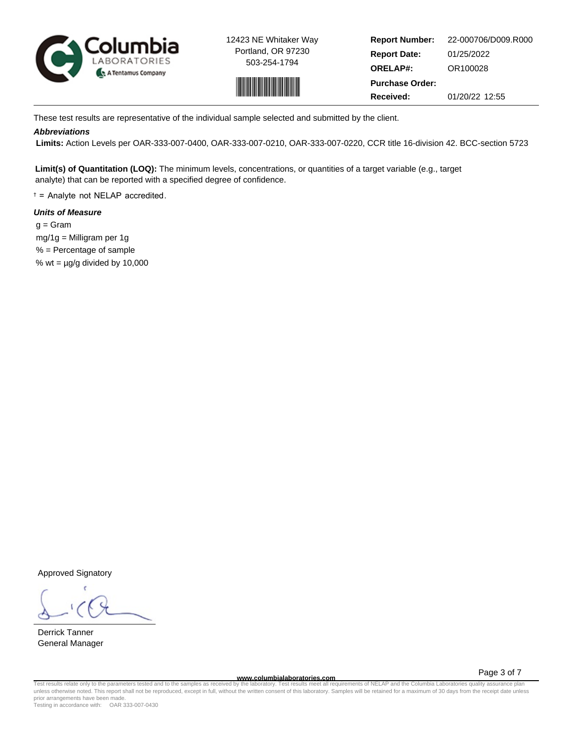12423 NE Whitaker Way
Portland, OR 97230
503-254-1794

| | |
|---|---|
| **Report Number:** | 22-000706/D009.R000 |
| **Report Date:** | 01/25/2022 |
| **ORELAP#:** | OR100028 |
| **Purchase Order:** | |
| **Received:** | 01/20/22 12:55 |

These test results are representative of the individual sample selected and submitted by the client.

***Abbreviations***

**Limits:** Action Levels per OAR-333-007-0400, OAR-333-007-0210, OAR-333-007-0220, CCR title 16-division 42. BCC-section 5723

**Limit(s) of Quantitation (LOQ):** The minimum levels, concentrations, or quantities of a target variable (e.g., target analyte) that can be reported with a specified degree of confidence.

† = Analyte not NELAP accredited.

***Units of Measure***

g = Gram
mg/1g = Milligram per 1g
% = Percentage of sample
% wt = µg/g divided by 10,000

Approved Signatory

Derrick Tanner
General Manager

www.columbialaboratories.com

Test results relate only to the parameters tested and to the samples as received by the laboratory. Test results meet all requirements of NELAP and the Columbia Laboratories quality assurance plan unless otherwise noted. This report shall not be reproduced, except in full, without the written consent of this laboratory. Samples will be retained for a maximum of 30 days from the receipt date unless prior arrangements have been made.
Testing in accordance with: OAR 333-007-0430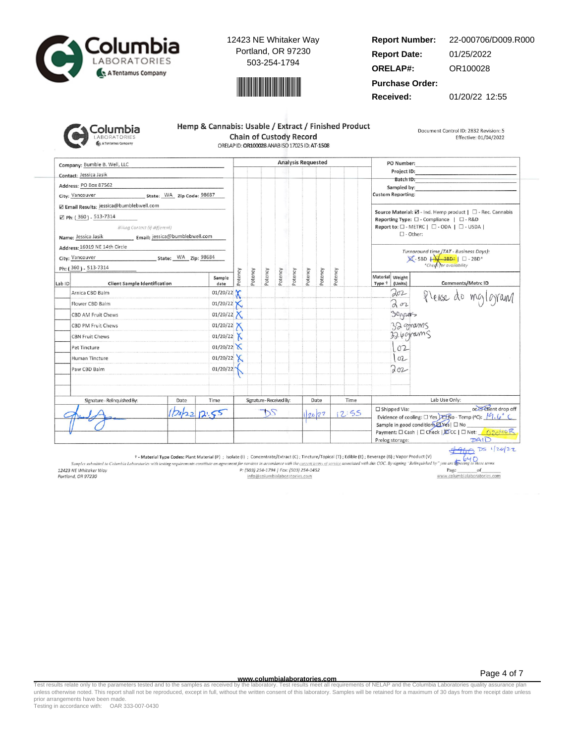**Columbia LABORATORIES** A Tentamus Company

12423 NE Whitaker Way
Portland, OR 97230
503-254-1794

| | |
|---|---|
| **Report Number:** | 22-000706/D009.R000 |
| **Report Date:** | 01/25/2022 |
| **ORELAP#:** | OR100028 |
| **Purchase Order:** | |
| **Received:** | 01/20/22 12:55 |

## Hemp & Cannabis: Usable / Extract / Finished Product Chain of Custody Record

ORELAP ID: OR100028 ANAB ISO 17025 ID: AT-1508

Document Control ID: 2832 Revision: 5
Effective: 01/04/2022

Company: Bumble B. Well, LLC
Contact: Jessica Jasik
Address: PO Box 87562
City: Vancouver State: WA Zip Code: 98687
☑ Email Results: jessica@bumblebwell.com
☑ Ph: (360) - 513-7314

*Billing Contact (if different)*

Name: Jessica Jasik Email: jessica@bumblebwell.com
Address: 16019 NE 14th Circle
City: Vancouver State: WA Zip: 98684
Ph: (360) - 513-7314

PO Number:
Project ID:
Batch ID:
Sampled by:
Custom Reporting:

Source Material: ☑ - Ind. Hemp product | ☐ - Rec. Cannabis
Reporting Type: ☐ - Compliance | ☐ - R&D
Report to: ☐ - METRC | ☐ - ODA | ☐ - USDA |
☐ - Other:

*Turnaround time (TAT - Business Days):*
☒ - 5BD | ~~☒ - 3BD*~~ | ☐ - 2BD*
*Check for availability

| Lab ID | Client Sample Identification | Sample date | Potency | Potency | Potency | Potency | Potency | Potency | Potency | Potency | Material Type † | Weight (Units) | Comments/Metrc ID |
|---|---|---|---|---|---|---|---|---|---|---|---|---|---|
| | Arnica CBD Balm | 01/20/22 | X | | | | | | | | | 2oz | Please do mg/gram |
| | Flower CBD Balm | 01/20/22 | X | | | | | | | | | 2oz | |
| | CBD AM Fruit Chews | 01/20/22 | X | | | | | | | | | 30grams | |
| | CBD PM Fruit Chews | 01/20/22 | X | | | | | | | | | 32 grams | |
| | CBN Fruit Chews | 01/20/22 | X | | | | | | | | | 32.6grams | |
| | Pet Tincture | 01/20/22 | X | | | | | | | | | 1oz | |
| | Human Tincture | 01/20/22 | X | | | | | | | | | 1oz | |
| | Paw CBD Balm | 01/20/22 | X | | | | | | | | | 2oz | |

| Signature - Relinquished By: | Date | Time | Signature - Received By: | Date | Time |
|---|---|---|---|---|---|
| [signature] | 1/20/22 | 12:55 | DS | 1/20/22 | 12:55 |

**Lab Use Only:**
☐ Shipped Via: or ☑ Client drop off
Evidence of cooling: ☐ Yes ☑ No - Temp (°C): 19.6 °C
Sample in good condition: ☑ Yes | ☐ No
Payment: ☐ Cash | ☐ Check | ☑ CC | ☐ Net: 02040R PAID
Prelog storage:
~~$960~~ $640 DS 1/20/22

† - Material Type Codes: Plant Material (P) ; Isolate (I) ; Concentrate/Extract (C) ; Tincture/Topical (T) ; Edible (E) ; Beverage (B) ; Vapor Product (V)

*Samples submitted to Columbia Laboratories with testing requirements constitute an agreement for services in accordance with the current terms of service associated with this COC. By signing "Relinquished by" you are agreeing to these terms*

12423 NE Whitaker Way, Portland, OR 97230
P: (503) 254-1794 | Fax: (503) 254-1452
info@columbialaboratories.com
Page ____ of ____
www.columbialaboratories.com

Test results relate only to the parameters tested and to the samples as received by the laboratory. Test results meet all requirements of NELAP and the Columbia Laboratories quality assurance plan unless otherwise noted. This report shall not be reproduced, except in full, without the written consent of this laboratory. Samples will be retained for a maximum of 30 days from the receipt date unless prior arrangements have been made.
Testing in accordance with: OAR 333-007-0430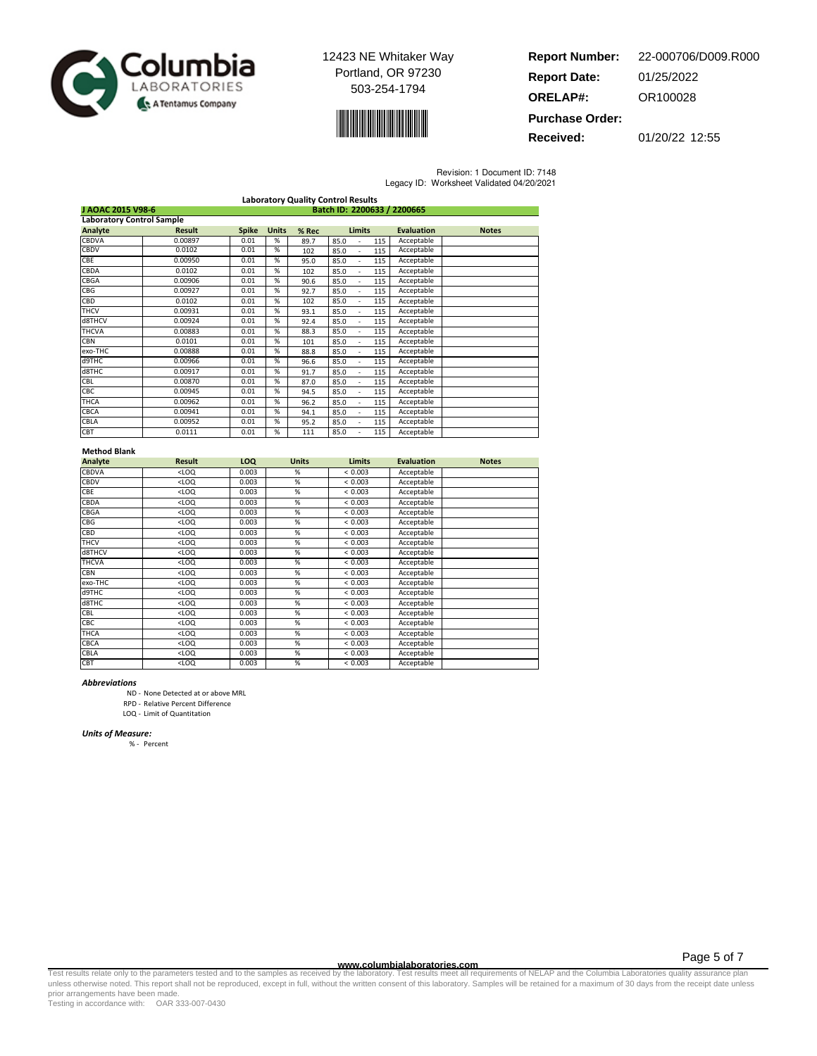12423 NE Whitaker Way
Portland, OR 97230
503-254-1794

**Report Number:** 22-000706/D009.R000
**Report Date:** 01/25/2022
**ORELAP#:** OR100028
**Purchase Order:**
**Received:** 01/20/22 12:55

Revision: 1 Document ID: 7148
Legacy ID: Worksheet Validated 04/20/2021

## Laboratory Quality Control Results

**J AOAC 2015 V98-6** — **Batch ID: 2200633 / 2200665**

### Laboratory Control Sample

| Analyte | Result | Spike | Units | % Rec | Limits | Evaluation | Notes |
|---|---|---|---|---|---|---|---|
| CBDVA | 0.00897 | 0.01 | % | 89.7 | 85.0 - 115 | Acceptable | |
| CBDV | 0.0102 | 0.01 | % | 102 | 85.0 - 115 | Acceptable | |
| CBE | 0.00950 | 0.01 | % | 95.0 | 85.0 - 115 | Acceptable | |
| CBDA | 0.0102 | 0.01 | % | 102 | 85.0 - 115 | Acceptable | |
| CBGA | 0.00906 | 0.01 | % | 90.6 | 85.0 - 115 | Acceptable | |
| CBG | 0.00927 | 0.01 | % | 92.7 | 85.0 - 115 | Acceptable | |
| CBD | 0.0102 | 0.01 | % | 102 | 85.0 - 115 | Acceptable | |
| THCV | 0.00931 | 0.01 | % | 93.1 | 85.0 - 115 | Acceptable | |
| d8THCV | 0.00924 | 0.01 | % | 92.4 | 85.0 - 115 | Acceptable | |
| THCVA | 0.00883 | 0.01 | % | 88.3 | 85.0 - 115 | Acceptable | |
| CBN | 0.0101 | 0.01 | % | 101 | 85.0 - 115 | Acceptable | |
| exo-THC | 0.00888 | 0.01 | % | 88.8 | 85.0 - 115 | Acceptable | |
| d9THC | 0.00966 | 0.01 | % | 96.6 | 85.0 - 115 | Acceptable | |
| d8THC | 0.00917 | 0.01 | % | 91.7 | 85.0 - 115 | Acceptable | |
| CBL | 0.00870 | 0.01 | % | 87.0 | 85.0 - 115 | Acceptable | |
| CBC | 0.00945 | 0.01 | % | 94.5 | 85.0 - 115 | Acceptable | |
| THCA | 0.00962 | 0.01 | % | 96.2 | 85.0 - 115 | Acceptable | |
| CBCA | 0.00941 | 0.01 | % | 94.1 | 85.0 - 115 | Acceptable | |
| CBLA | 0.00952 | 0.01 | % | 95.2 | 85.0 - 115 | Acceptable | |
| CBT | 0.0111 | 0.01 | % | 111 | 85.0 - 115 | Acceptable | |

### Method Blank

| Analyte | Result | LOQ | Units | Limits | Evaluation | Notes |
|---|---|---|---|---|---|---|
| CBDVA | <LOQ | 0.003 | % | < 0.003 | Acceptable | |
| CBDV | <LOQ | 0.003 | % | < 0.003 | Acceptable | |
| CBE | <LOQ | 0.003 | % | < 0.003 | Acceptable | |
| CBDA | <LOQ | 0.003 | % | < 0.003 | Acceptable | |
| CBGA | <LOQ | 0.003 | % | < 0.003 | Acceptable | |
| CBG | <LOQ | 0.003 | % | < 0.003 | Acceptable | |
| CBD | <LOQ | 0.003 | % | < 0.003 | Acceptable | |
| THCV | <LOQ | 0.003 | % | < 0.003 | Acceptable | |
| d8THCV | <LOQ | 0.003 | % | < 0.003 | Acceptable | |
| THCVA | <LOQ | 0.003 | % | < 0.003 | Acceptable | |
| CBN | <LOQ | 0.003 | % | < 0.003 | Acceptable | |
| exo-THC | <LOQ | 0.003 | % | < 0.003 | Acceptable | |
| d9THC | <LOQ | 0.003 | % | < 0.003 | Acceptable | |
| d8THC | <LOQ | 0.003 | % | < 0.003 | Acceptable | |
| CBL | <LOQ | 0.003 | % | < 0.003 | Acceptable | |
| CBC | <LOQ | 0.003 | % | < 0.003 | Acceptable | |
| THCA | <LOQ | 0.003 | % | < 0.003 | Acceptable | |
| CBCA | <LOQ | 0.003 | % | < 0.003 | Acceptable | |
| CBLA | <LOQ | 0.003 | % | < 0.003 | Acceptable | |
| CBT | <LOQ | 0.003 | % | < 0.003 | Acceptable | |

***Abbreviations***

ND - None Detected at or above MRL
RPD - Relative Percent Difference
LOQ - Limit of Quantitation

***Units of Measure:***

% - Percent

www.columbialaboratories.com

Test results relate only to the parameters tested and to the samples as received by the laboratory. Test results meet all requirements of NELAP and the Columbia Laboratories quality assurance plan unless otherwise noted. This report shall not be reproduced, except in full, without the written consent of this laboratory. Samples will be retained for a maximum of 30 days from the receipt date unless prior arrangements have been made.
Testing in accordance with: OAR 333-007-0430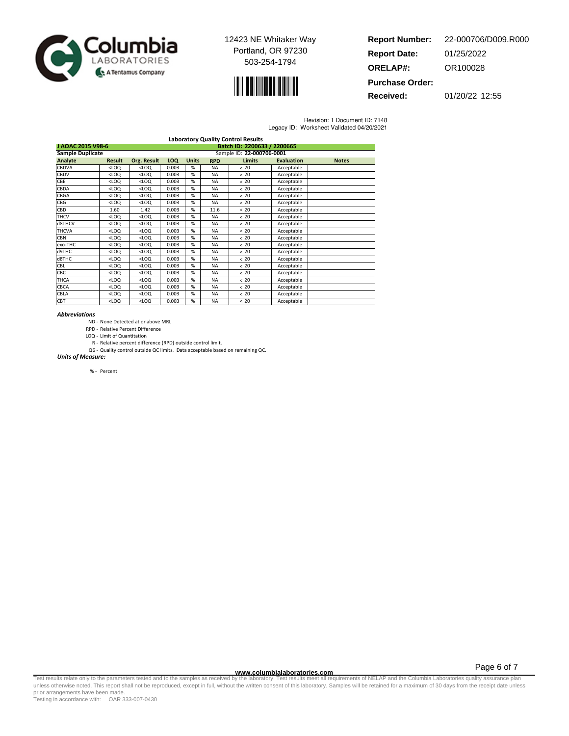Columbia LABORATORIES A Tentamus Company

12423 NE Whitaker Way
Portland, OR 97230
503-254-1794

**Report Number:** 22-000706/D009.R000
**Report Date:** 01/25/2022
**ORELAP#:** OR100028
**Purchase Order:**
**Received:** 01/20/22 12:55

Revision: 1 Document ID: 7148
Legacy ID: Worksheet Validated 04/20/2021

## Laboratory Quality Control Results

**J AOAC 2015 V98-6** — **Batch ID: 2200633 / 2200665**

**Sample Duplicate** — Sample ID: **22-000706-0001**

| Analyte | Result | Org. Result | LOQ | Units | RPD | Limits | Evaluation | Notes |
|---|---|---|---|---|---|---|---|---|
| CBDVA | <LOQ | <LOQ | 0.003 | % | NA | < 20 | Acceptable | |
| CBDV | <LOQ | <LOQ | 0.003 | % | NA | < 20 | Acceptable | |
| CBE | <LOQ | <LOQ | 0.003 | % | NA | < 20 | Acceptable | |
| CBDA | <LOQ | <LOQ | 0.003 | % | NA | < 20 | Acceptable | |
| CBGA | <LOQ | <LOQ | 0.003 | % | NA | < 20 | Acceptable | |
| CBG | <LOQ | <LOQ | 0.003 | % | NA | < 20 | Acceptable | |
| CBD | 1.60 | 1.42 | 0.003 | % | 11.6 | < 20 | Acceptable | |
| THCV | <LOQ | <LOQ | 0.003 | % | NA | < 20 | Acceptable | |
| d8THCV | <LOQ | <LOQ | 0.003 | % | NA | < 20 | Acceptable | |
| THCVA | <LOQ | <LOQ | 0.003 | % | NA | < 20 | Acceptable | |
| CBN | <LOQ | <LOQ | 0.003 | % | NA | < 20 | Acceptable | |
| exo-THC | <LOQ | <LOQ | 0.003 | % | NA | < 20 | Acceptable | |
| d9THC | <LOQ | <LOQ | 0.003 | % | NA | < 20 | Acceptable | |
| d8THC | <LOQ | <LOQ | 0.003 | % | NA | < 20 | Acceptable | |
| CBL | <LOQ | <LOQ | 0.003 | % | NA | < 20 | Acceptable | |
| CBC | <LOQ | <LOQ | 0.003 | % | NA | < 20 | Acceptable | |
| THCA | <LOQ | <LOQ | 0.003 | % | NA | < 20 | Acceptable | |
| CBCA | <LOQ | <LOQ | 0.003 | % | NA | < 20 | Acceptable | |
| CBLA | <LOQ | <LOQ | 0.003 | % | NA | < 20 | Acceptable | |
| CBT | <LOQ | <LOQ | 0.003 | % | NA | < 20 | Acceptable | |

***Abbreviations***

- ND - None Detected at or above MRL
- RPD - Relative Percent Difference
- LOQ - Limit of Quantitation
- R - Relative percent difference (RPD) outside control limit.
- Q6 - Quality control outside QC limits. Data acceptable based on remaining QC.

***Units of Measure:***

- % - Percent

**www.columbialaboratories.com**

Test results relate only to the parameters tested and to the samples as received by the laboratory. Test results meet all requirements of NELAP and the Columbia Laboratories quality assurance plan unless otherwise noted. This report shall not be reproduced, except in full, without the written consent of this laboratory. Samples will be retained for a maximum of 30 days from the receipt date unless prior arrangements have been made.
Testing in accordance with: OAR 333-007-0430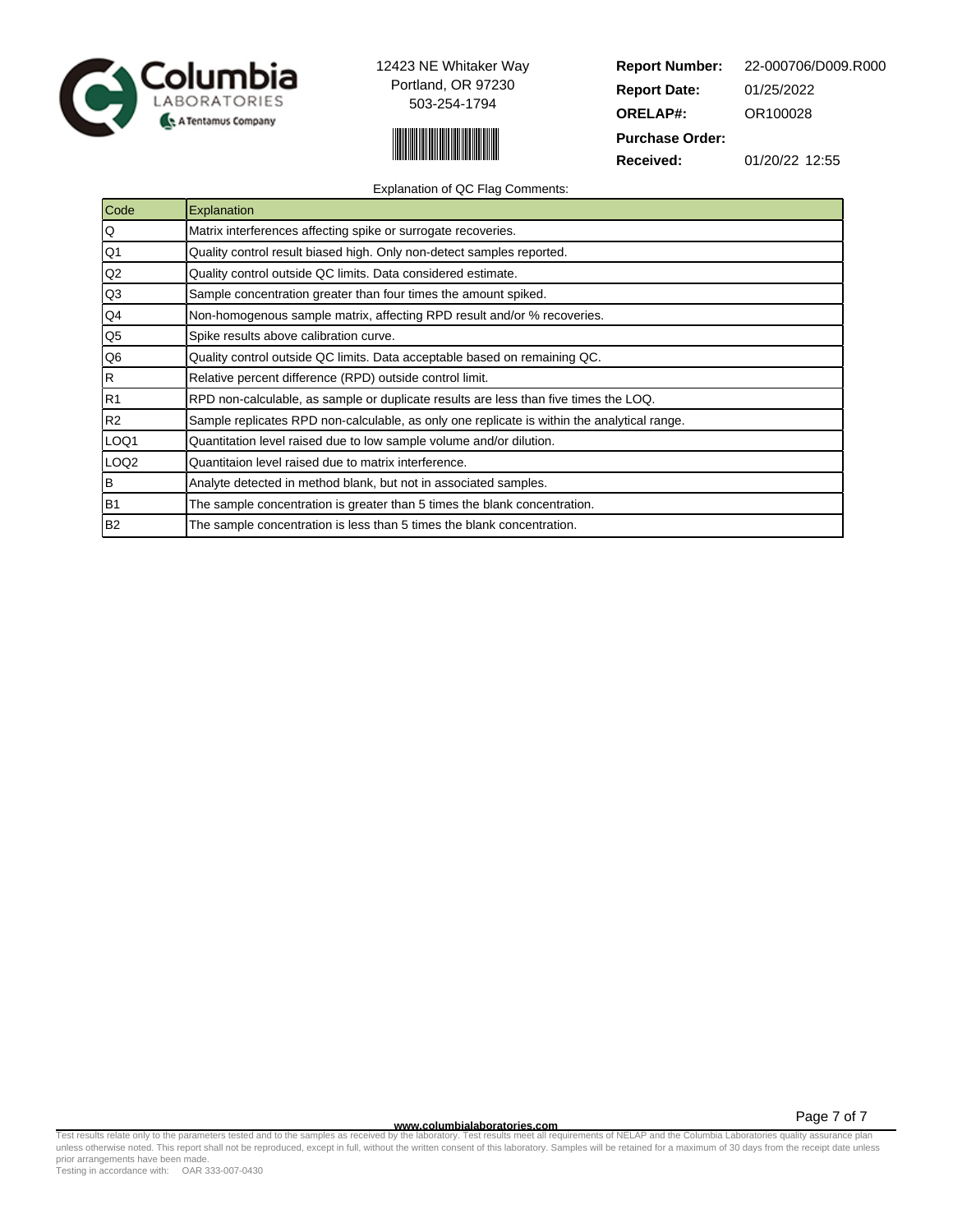Columbia LABORATORIES A Tentamus Company

12423 NE Whitaker Way
Portland, OR 97230
503-254-1794

**Report Number:** 22-000706/D009.R000
**Report Date:** 01/25/2022
**ORELAP#:** OR100028
**Purchase Order:**
**Received:** 01/20/22 12:55

Explanation of QC Flag Comments:

| Code | Explanation |
|---|---|
| Q | Matrix interferences affecting spike or surrogate recoveries. |
| Q1 | Quality control result biased high. Only non-detect samples reported. |
| Q2 | Quality control outside QC limits. Data considered estimate. |
| Q3 | Sample concentration greater than four times the amount spiked. |
| Q4 | Non-homogenous sample matrix, affecting RPD result and/or % recoveries. |
| Q5 | Spike results above calibration curve. |
| Q6 | Quality control outside QC limits. Data acceptable based on remaining QC. |
| R | Relative percent difference (RPD) outside control limit. |
| R1 | RPD non-calculable, as sample or duplicate results are less than five times the LOQ. |
| R2 | Sample replicates RPD non-calculable, as only one replicate is within the analytical range. |
| LOQ1 | Quantitation level raised due to low sample volume and/or dilution. |
| LOQ2 | Quantitaion level raised due to matrix interference. |
| B | Analyte detected in method blank, but not in associated samples. |
| B1 | The sample concentration is greater than 5 times the blank concentration. |
| B2 | The sample concentration is less than 5 times the blank concentration. |

www.columbialaboratories.com

Test results relate only to the parameters tested and to the samples as received by the laboratory. Test results meet all requirements of NELAP and the Columbia Laboratories quality assurance plan unless otherwise noted. This report shall not be reproduced, except in full, without the written consent of this laboratory. Samples will be retained for a maximum of 30 days from the receipt date unless prior arrangements have been made.
Testing in accordance with: OAR 333-007-0430